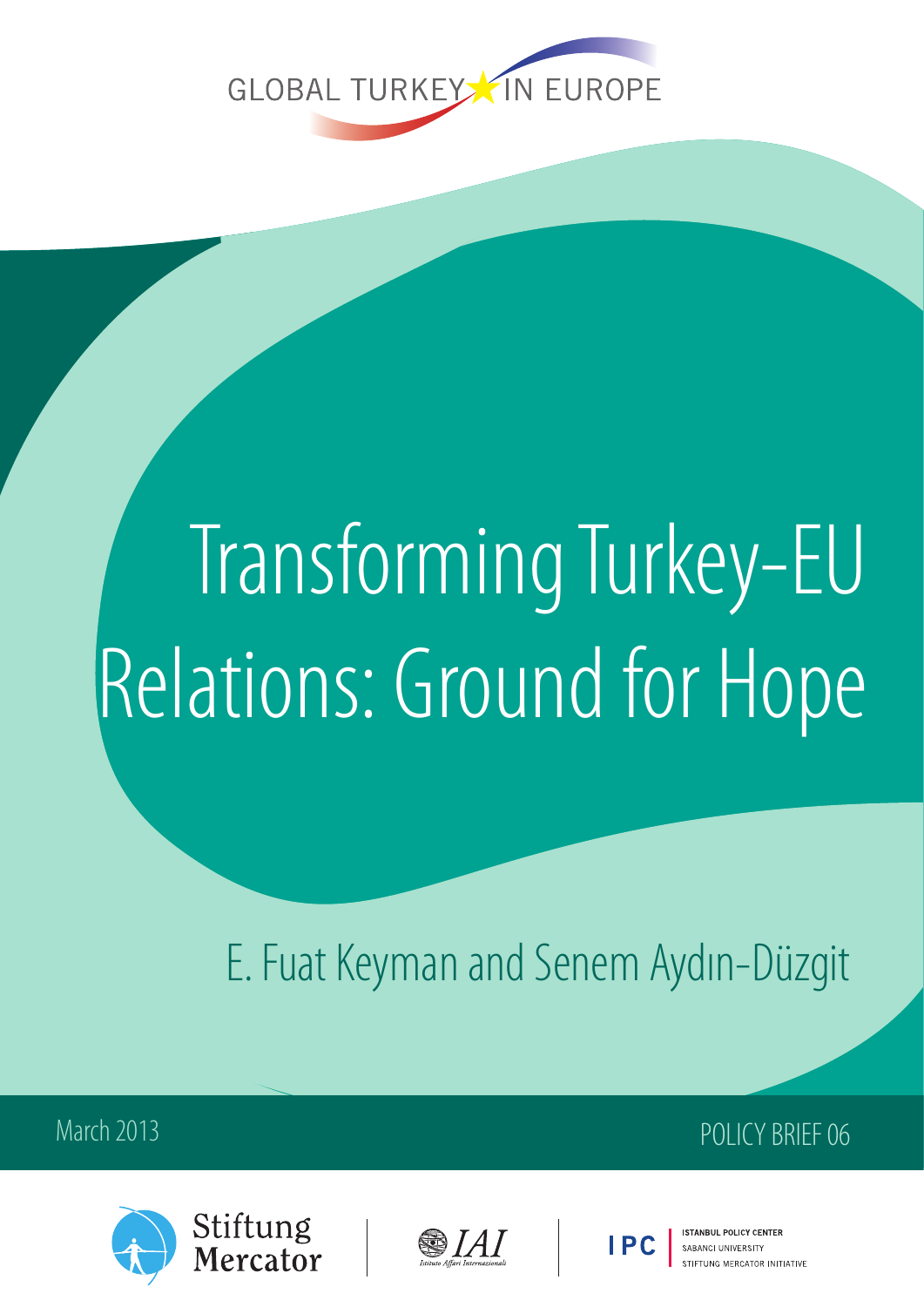GLOBAL TURKEY IN EUROPE

# Transforming Turkey–EU Relations: Ground for Hope

E. Fuat Keyman and Senem Aydın-Düzgit

March 2013

POLICY BRIEF 06

Stiftung Mercator | IAI Istituto Affari Internazionali | IPC Istanbul Policy Center, Sabanci University, Stiftung Mercator Initiative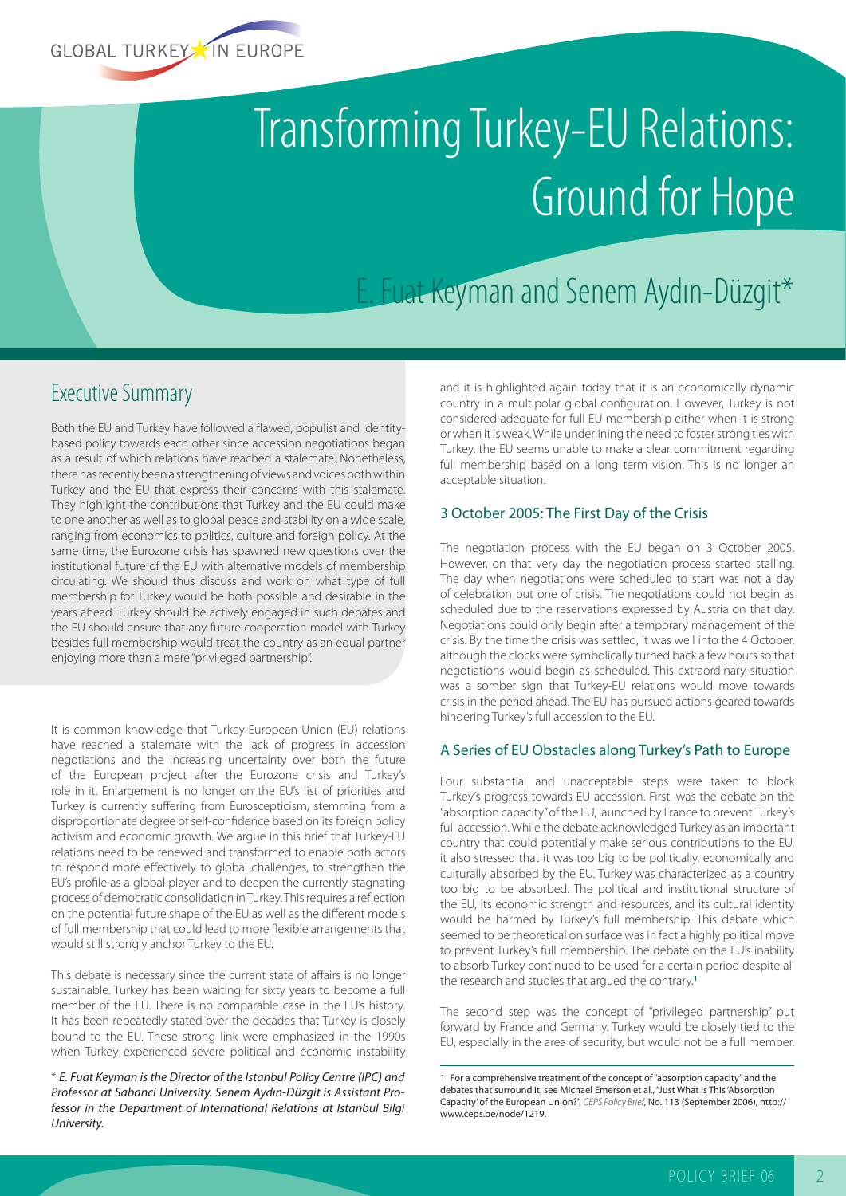# Transforming Turkey-EU Relations: Ground for Hope

## E. Fuat Keyman and Senem Aydın-Düzgit*

## Executive Summary

Both the EU and Turkey have followed a flawed, populist and identity-based policy towards each other since accession negotiations began as a result of which relations have reached a stalemate. Nonetheless, there has recently been a strengthening of views and voices both within Turkey and the EU that express their concerns with this stalemate. They highlight the contributions that Turkey and the EU could make to one another as well as to global peace and stability on a wide scale, ranging from economics to politics, culture and foreign policy. At the same time, the Eurozone crisis has spawned new questions over the institutional future of the EU with alternative models of membership circulating. We should thus discuss and work on what type of full membership for Turkey would be both possible and desirable in the years ahead. Turkey should be actively engaged in such debates and the EU should ensure that any future cooperation model with Turkey besides full membership would treat the country as an equal partner enjoying more than a mere "privileged partnership".

It is common knowledge that Turkey-European Union (EU) relations have reached a stalemate with the lack of progress in accession negotiations and the increasing uncertainty over both the future of the European project after the Eurozone crisis and Turkey's role in it. Enlargement is no longer on the EU's list of priorities and Turkey is currently suffering from Euroscepticism, stemming from a disproportionate degree of self-confidence based on its foreign policy activism and economic growth. We argue in this brief that Turkey-EU relations need to be renewed and transformed to enable both actors to respond more effectively to global challenges, to strengthen the EU's profile as a global player and to deepen the currently stagnating process of democratic consolidation in Turkey. This requires a reflection on the potential future shape of the EU as well as the different models of full membership that could lead to more flexible arrangements that would still strongly anchor Turkey to the EU.

This debate is necessary since the current state of affairs is no longer sustainable. Turkey has been waiting for sixty years to become a full member of the EU. There is no comparable case in the EU's history. It has been repeatedly stated over the decades that Turkey is closely bound to the EU. These strong link were emphasized in the 1990s when Turkey experienced severe political and economic instability and it is highlighted again today that it is an economically dynamic country in a multipolar global configuration. However, Turkey is not considered adequate for full EU membership either when it is strong or when it is weak. While underlining the need to foster strong ties with Turkey, the EU seems unable to make a clear commitment regarding full membership based on a long term vision. This is no longer an acceptable situation.

### 3 October 2005: The First Day of the Crisis

The negotiation process with the EU began on 3 October 2005. However, on that very day the negotiation process started stalling. The day when negotiations were scheduled to start was not a day of celebration but one of crisis. The negotiations could not begin as scheduled due to the reservations expressed by Austria on that day. Negotiations could only begin after a temporary management of the crisis. By the time the crisis was settled, it was well into the 4 October, although the clocks were symbolically turned back a few hours so that negotiations would begin as scheduled. This extraordinary situation was a somber sign that Turkey-EU relations would move towards crisis in the period ahead. The EU has pursued actions geared towards hindering Turkey's full accession to the EU.

### A Series of EU Obstacles along Turkey's Path to Europe

Four substantial and unacceptable steps were taken to block Turkey's progress towards EU accession. First, was the debate on the "absorption capacity" of the EU, launched by France to prevent Turkey's full accession. While the debate acknowledged Turkey as an important country that could potentially make serious contributions to the EU, it also stressed that it was too big to be politically, economically and culturally absorbed by the EU. Turkey was characterized as a country too big to be absorbed. The political and institutional structure of the EU, its economic strength and resources, and its cultural identity would be harmed by Turkey's full membership. This debate which seemed to be theoretical on surface was in fact a highly political move to prevent Turkey's full membership. The debate on the EU's inability to absorb Turkey continued to be used for a certain period despite all the research and studies that argued the contrary.[1]

The second step was the concept of "privileged partnership" put forward by France and Germany. Turkey would be closely tied to the EU, especially in the area of security, but would not be a full member.

\* *E. Fuat Keyman is the Director of the Istanbul Policy Centre (IPC) and Professor at Sabanci University. Senem Aydın-Düzgit is Assistant Professor in the Department of International Relations at Istanbul Bilgi University.*

1 For a comprehensive treatment of the concept of "absorption capacity" and the debates that surround it, see Michael Emerson et al., "Just What is This 'Absorption Capacity' of the European Union?", *CEPS Policy Brief*, No. 113 (September 2006), http://www.ceps.be/node/1219.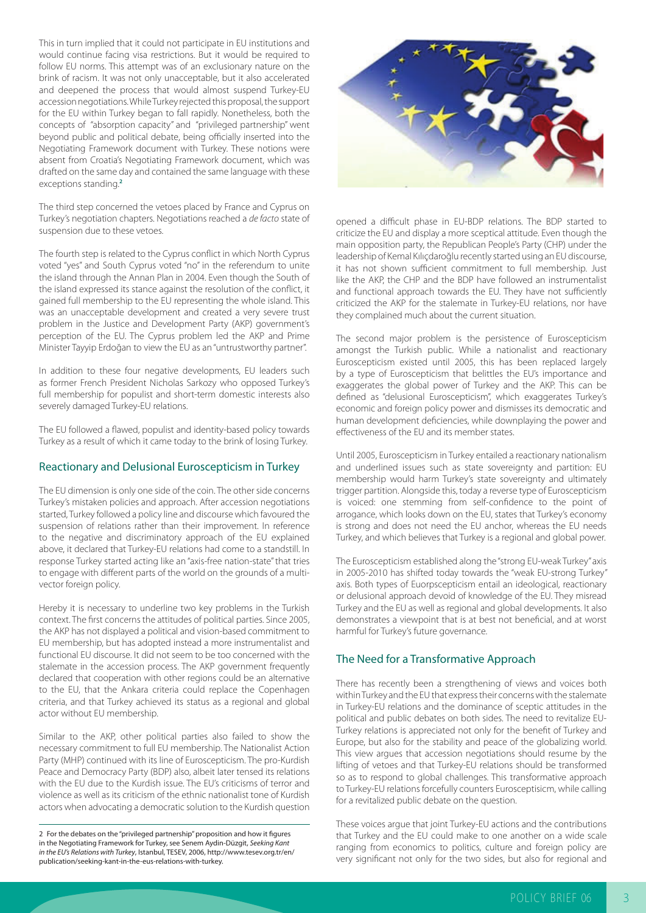This in turn implied that it could not participate in EU institutions and would continue facing visa restrictions. But it would be required to follow EU norms. This attempt was of an exclusionary nature on the brink of racism. It was not only unacceptable, but it also accelerated and deepened the process that would almost suspend Turkey-EU accession negotiations. While Turkey rejected this proposal, the support for the EU within Turkey began to fall rapidly. Nonetheless, both the concepts of "absorption capacity" and "privileged partnership" went beyond public and political debate, being officially inserted into the Negotiating Framework document with Turkey. These notions were absent from Croatia's Negotiating Framework document, which was drafted on the same day and contained the same language with these exceptions standing.[2]

The third step concerned the vetoes placed by France and Cyprus on Turkey's negotiation chapters. Negotiations reached a *de facto* state of suspension due to these vetoes.

The fourth step is related to the Cyprus conflict in which North Cyprus voted "yes" and South Cyprus voted "no" in the referendum to unite the island through the Annan Plan in 2004. Even though the South of the island expressed its stance against the resolution of the conflict, it gained full membership to the EU representing the whole island. This was an unacceptable development and created a very severe trust problem in the Justice and Development Party (AKP) government's perception of the EU. The Cyprus problem led the AKP and Prime Minister Tayyip Erdoğan to view the EU as an "untrustworthy partner".

In addition to these four negative developments, EU leaders such as former French President Nicholas Sarkozy who opposed Turkey's full membership for populist and short-term domestic interests also severely damaged Turkey-EU relations.

The EU followed a flawed, populist and identity-based policy towards Turkey as a result of which it came today to the brink of losing Turkey.

## Reactionary and Delusional Euroscepticism in Turkey

The EU dimension is only one side of the coin. The other side concerns Turkey's mistaken policies and approach. After accession negotiations started, Turkey followed a policy line and discourse which favoured the suspension of relations rather than their improvement. In reference to the negative and discriminatory approach of the EU explained above, it declared that Turkey-EU relations had come to a standstill. In response Turkey started acting like an "axis-free nation-state" that tries to engage with different parts of the world on the grounds of a multi-vector foreign policy.

Hereby it is necessary to underline two key problems in the Turkish context. The first concerns the attitudes of political parties. Since 2005, the AKP has not displayed a political and vision-based commitment to EU membership, but has adopted instead a more instrumentalist and functional EU discourse. It did not seem to be too concerned with the stalemate in the accession process. The AKP government frequently declared that cooperation with other regions could be an alternative to the EU, that the Ankara criteria could replace the Copenhagen criteria, and that Turkey achieved its status as a regional and global actor without EU membership.

Similar to the AKP, other political parties also failed to show the necessary commitment to full EU membership. The Nationalist Action Party (MHP) continued with its line of Euroscepticism. The pro-Kurdish Peace and Democracy Party (BDP) also, albeit later tensed its relations with the EU due to the Kurdish issue. The EU's criticisms of terror and violence as well as its criticism of the ethnic nationalist tone of Kurdish actors when advocating a democratic solution to the Kurdish question opened a difficult phase in EU-BDP relations. The BDP started to criticize the EU and display a more sceptical attitude. Even though the main opposition party, the Republican People's Party (CHP) under the leadership of Kemal Kılıçdaroğlu recently started using an EU discourse, it has not shown sufficient commitment to full membership. Just like the AKP, the CHP and the BDP have followed an instrumentalist and functional approach towards the EU. They have not sufficiently criticized the AKP for the stalemate in Turkey-EU relations, nor have they complained much about the current situation.

The second major problem is the persistence of Euroscepticism amongst the Turkish public. While a nationalist and reactionary Euroscepticism existed until 2005, this has been replaced largely by a type of Euroscepticism that belittles the EU's importance and exaggerates the global power of Turkey and the AKP. This can be defined as "delusional Euroscepticism", which exaggerates Turkey's economic and foreign policy power and dismisses its democratic and human development deficiencies, while downplaying the power and effectiveness of the EU and its member states.

Until 2005, Euroscepticism in Turkey entailed a reactionary nationalism and underlined issues such as state sovereignty and partition: EU membership would harm Turkey's state sovereignty and ultimately trigger partition. Alongside this, today a reverse type of Euroscepticism is voiced: one stemming from self-confidence to the point of arrogance, which looks down on the EU, states that Turkey's economy is strong and does not need the EU anchor, whereas the EU needs Turkey, and which believes that Turkey is a regional and global power.

The Euroscepticism established along the "strong EU-weak Turkey" axis in 2005-2010 has shifted today towards the "weak EU-strong Turkey" axis. Both types of Euorpscepticism entail an ideological, reactionary or delusional approach devoid of knowledge of the EU. They misread Turkey and the EU as well as regional and global developments. It also demonstrates a viewpoint that is at best not beneficial, and at worst harmful for Turkey's future governance.

## The Need for a Transformative Approach

There has recently been a strengthening of views and voices both within Turkey and the EU that express their concerns with the stalemate in Turkey-EU relations and the dominance of sceptic attitudes in the political and public debates on both sides. The need to revitalize EU-Turkey relations is appreciated not only for the benefit of Turkey and Europe, but also for the stability and peace of the globalizing world. This view argues that accession negotiations should resume by the lifting of vetoes and that Turkey-EU relations should be transformed so as to respond to global challenges. This transformative approach to Turkey-EU relations forcefully counters Eurosceptisicm, while calling for a revitalized public debate on the question.

These voices argue that joint Turkey-EU actions and the contributions that Turkey and the EU could make to one another on a wide scale ranging from economics to politics, culture and foreign policy are very significant not only for the two sides, but also for regional and

---

[2] For the debates on the "privileged partnership" proposition and how it figures in the Negotiating Framework for Turkey, see Senem Aydin-Düzgit, *Seeking Kant in the EU's Relations with Turkey*, Istanbul, TESEV, 2006, http://www.tesev.org.tr/en/publication/seeking-kant-in-the-eus-relations-with-turkey.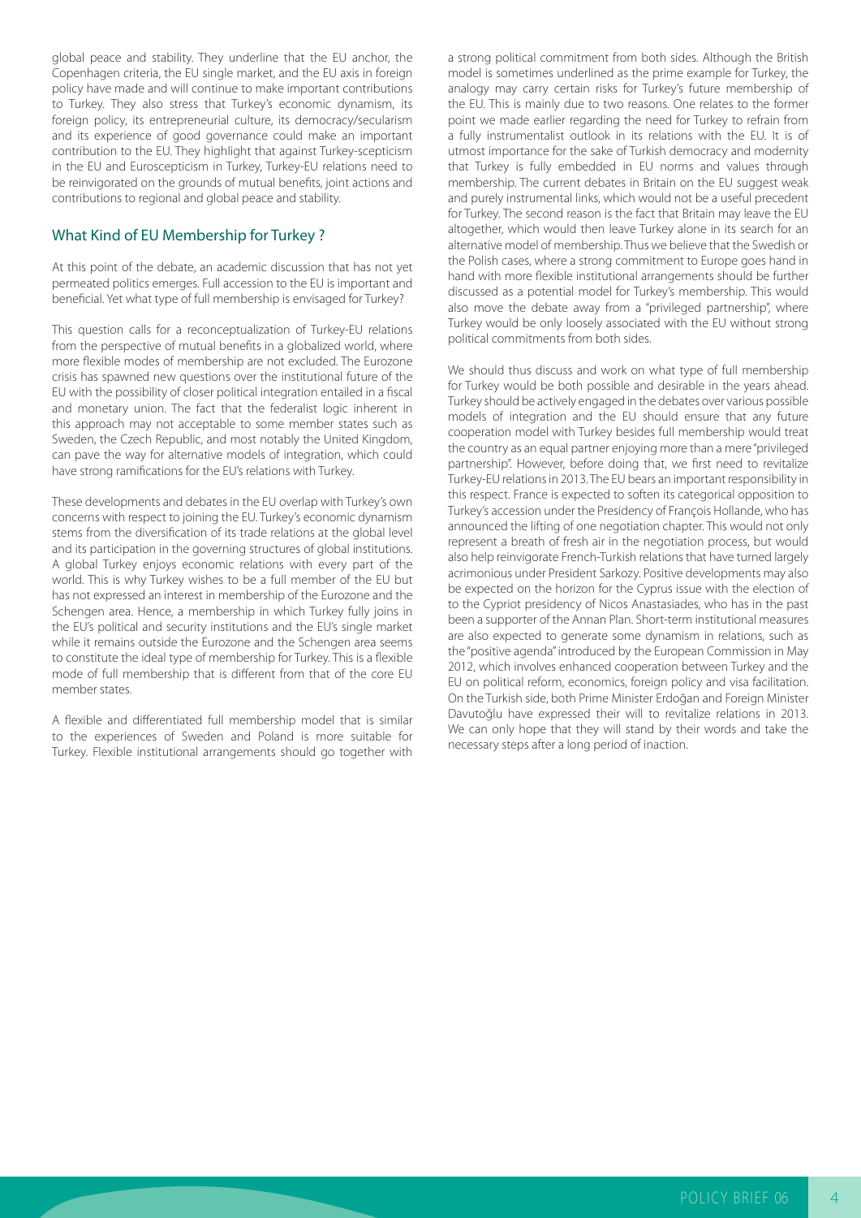global peace and stability. They underline that the EU anchor, the Copenhagen criteria, the EU single market, and the EU axis in foreign policy have made and will continue to make important contributions to Turkey. They also stress that Turkey's economic dynamism, its foreign policy, its entrepreneurial culture, its democracy/secularism and its experience of good governance could make an important contribution to the EU. They highlight that against Turkey-scepticism in the EU and Euroscepticism in Turkey, Turkey-EU relations need to be reinvigorated on the grounds of mutual benefits, joint actions and contributions to regional and global peace and stability.

## What Kind of EU Membership for Turkey ?

At this point of the debate, an academic discussion that has not yet permeated politics emerges. Full accession to the EU is important and beneficial. Yet what type of full membership is envisaged for Turkey?

This question calls for a reconceptualization of Turkey-EU relations from the perspective of mutual benefits in a globalized world, where more flexible modes of membership are not excluded. The Eurozone crisis has spawned new questions over the institutional future of the EU with the possibility of closer political integration entailed in a fiscal and monetary union. The fact that the federalist logic inherent in this approach may not acceptable to some member states such as Sweden, the Czech Republic, and most notably the United Kingdom, can pave the way for alternative models of integration, which could have strong ramifications for the EU's relations with Turkey.

These developments and debates in the EU overlap with Turkey's own concerns with respect to joining the EU. Turkey's economic dynamism stems from the diversification of its trade relations at the global level and its participation in the governing structures of global institutions. A global Turkey enjoys economic relations with every part of the world. This is why Turkey wishes to be a full member of the EU but has not expressed an interest in membership of the Eurozone and the Schengen area. Hence, a membership in which Turkey fully joins in the EU's political and security institutions and the EU's single market while it remains outside the Eurozone and the Schengen area seems to constitute the ideal type of membership for Turkey. This is a flexible mode of full membership that is different from that of the core EU member states.

A flexible and differentiated full membership model that is similar to the experiences of Sweden and Poland is more suitable for Turkey. Flexible institutional arrangements should go together with a strong political commitment from both sides. Although the British model is sometimes underlined as the prime example for Turkey, the analogy may carry certain risks for Turkey's future membership of the EU. This is mainly due to two reasons. One relates to the former point we made earlier regarding the need for Turkey to refrain from a fully instrumentalist outlook in its relations with the EU. It is of utmost importance for the sake of Turkish democracy and modernity that Turkey is fully embedded in EU norms and values through membership. The current debates in Britain on the EU suggest weak and purely instrumental links, which would not be a useful precedent for Turkey. The second reason is the fact that Britain may leave the EU altogether, which would then leave Turkey alone in its search for an alternative model of membership. Thus we believe that the Swedish or the Polish cases, where a strong commitment to Europe goes hand in hand with more flexible institutional arrangements should be further discussed as a potential model for Turkey's membership. This would also move the debate away from a "privileged partnership", where Turkey would be only loosely associated with the EU without strong political commitments from both sides.

We should thus discuss and work on what type of full membership for Turkey would be both possible and desirable in the years ahead. Turkey should be actively engaged in the debates over various possible models of integration and the EU should ensure that any future cooperation model with Turkey besides full membership would treat the country as an equal partner enjoying more than a mere "privileged partnership". However, before doing that, we first need to revitalize Turkey-EU relations in 2013. The EU bears an important responsibility in this respect. France is expected to soften its categorical opposition to Turkey's accession under the Presidency of François Hollande, who has announced the lifting of one negotiation chapter. This would not only represent a breath of fresh air in the negotiation process, but would also help reinvigorate French-Turkish relations that have turned largely acrimonious under President Sarkozy. Positive developments may also be expected on the horizon for the Cyprus issue with the election of to the Cypriot presidency of Nicos Anastasiades, who has in the past been a supporter of the Annan Plan. Short-term institutional measures are also expected to generate some dynamism in relations, such as the "positive agenda" introduced by the European Commission in May 2012, which involves enhanced cooperation between Turkey and the EU on political reform, economics, foreign policy and visa facilitation. On the Turkish side, both Prime Minister Erdoğan and Foreign Minister Davutoğlu have expressed their will to revitalize relations in 2013. We can only hope that they will stand by their words and take the necessary steps after a long period of inaction.